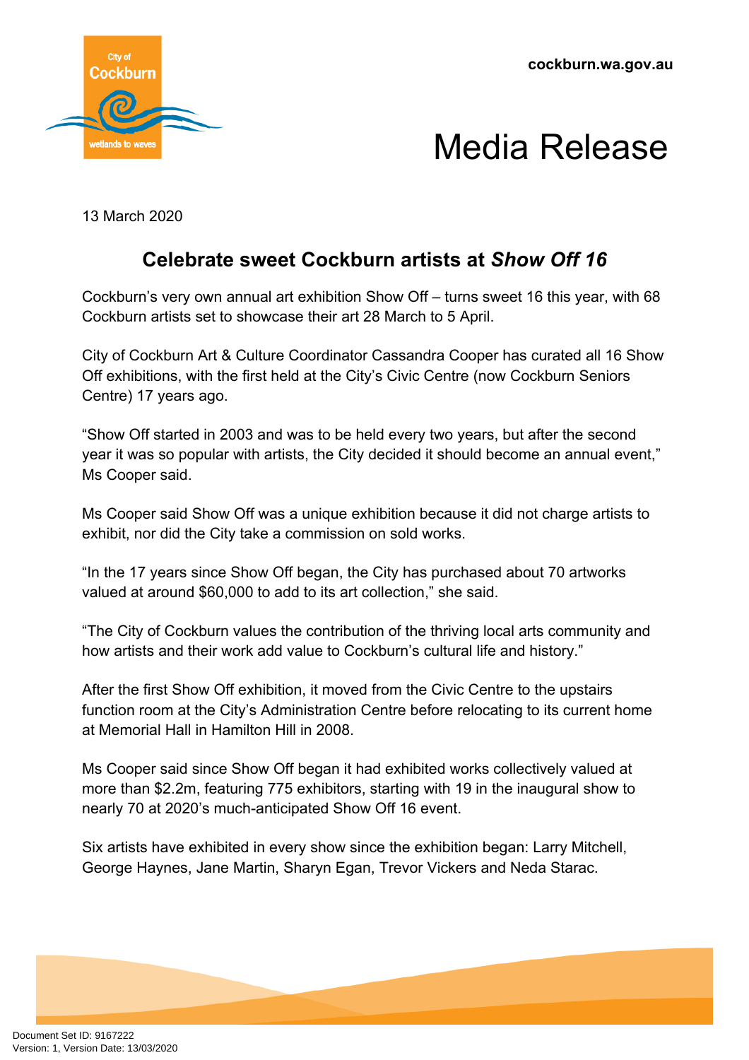cockburn.wa.gov.au

# Media Release

13 March 2020

## Celebrate sweet Cockburn artists at *Show Off 16*

Cockburn's very own annual art exhibition Show Off – turns sweet 16 this year, with 68 Cockburn artists set to showcase their art 28 March to 5 April.

City of Cockburn Art & Culture Coordinator Cassandra Cooper has curated all 16 Show Off exhibitions, with the first held at the City's Civic Centre (now Cockburn Seniors Centre) 17 years ago.

"Show Off started in 2003 and was to be held every two years, but after the second year it was so popular with artists, the City decided it should become an annual event," Ms Cooper said.

Ms Cooper said Show Off was a unique exhibition because it did not charge artists to exhibit, nor did the City take a commission on sold works.

"In the 17 years since Show Off began, the City has purchased about 70 artworks valued at around $60,000 to add to its art collection," she said.

"The City of Cockburn values the contribution of the thriving local arts community and how artists and their work add value to Cockburn's cultural life and history."

After the first Show Off exhibition, it moved from the Civic Centre to the upstairs function room at the City's Administration Centre before relocating to its current home at Memorial Hall in Hamilton Hill in 2008.

Ms Cooper said since Show Off began it had exhibited works collectively valued at more than $2.2m, featuring 775 exhibitors, starting with 19 in the inaugural show to nearly 70 at 2020's much-anticipated Show Off 16 event.

Six artists have exhibited in every show since the exhibition began: Larry Mitchell, George Haynes, Jane Martin, Sharyn Egan, Trevor Vickers and Neda Starac.

Document Set ID: 9167222
Version: 1, Version Date: 13/03/2020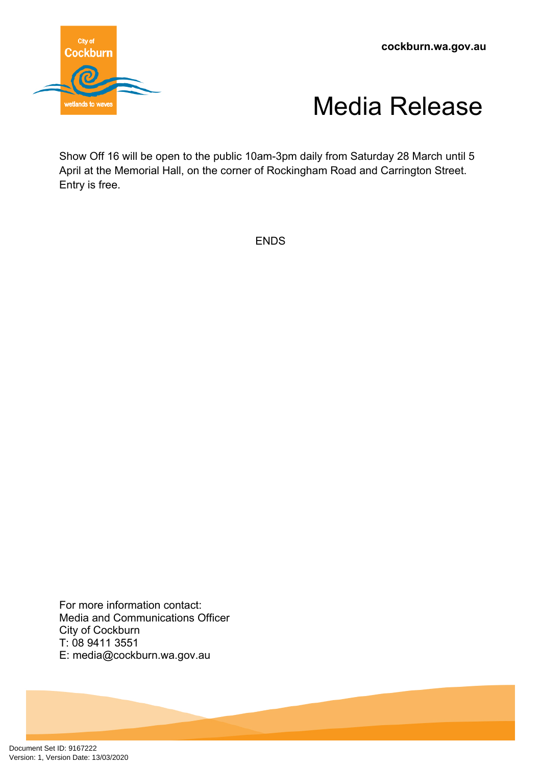cockburn.wa.gov.au

# Media Release

Show Off 16 will be open to the public 10am-3pm daily from Saturday 28 March until 5 April at the Memorial Hall, on the corner of Rockingham Road and Carrington Street. Entry is free.

ENDS

For more information contact:
Media and Communications Officer
City of Cockburn
T: 08 9411 3551
E: media@cockburn.wa.gov.au

Document Set ID: 9167222
Version: 1, Version Date: 13/03/2020